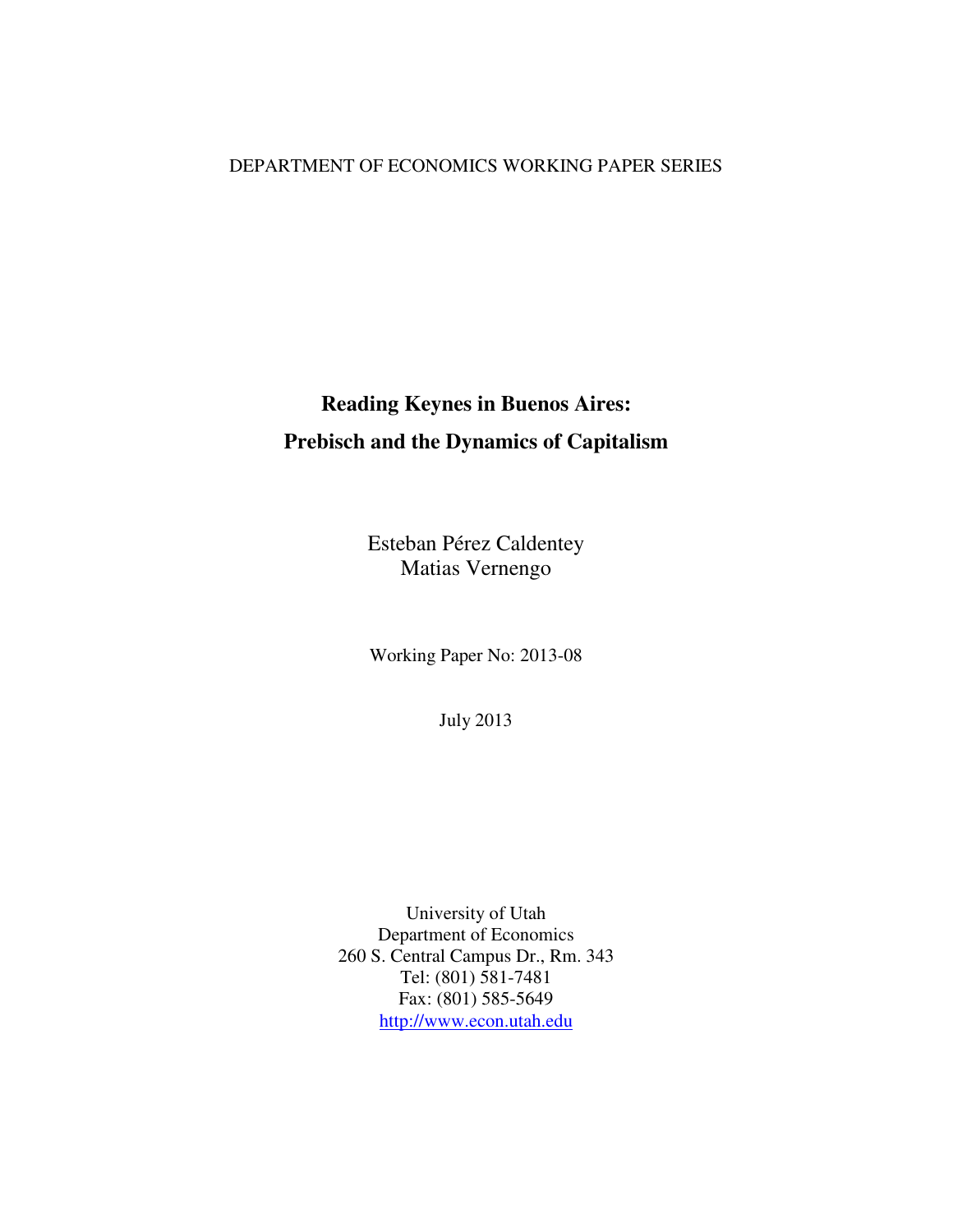DEPARTMENT OF ECONOMICS WORKING PAPER SERIES

# Reading Keynes in Buenos Aires: Prebisch and the Dynamics of Capitalism

Esteban Pérez Caldentey
Matias Vernengo

Working Paper No: 2013-08

July 2013

University of Utah
Department of Economics
260 S. Central Campus Dr., Rm. 343
Tel: (801) 581-7481
Fax: (801) 585-5649
http://www.econ.utah.edu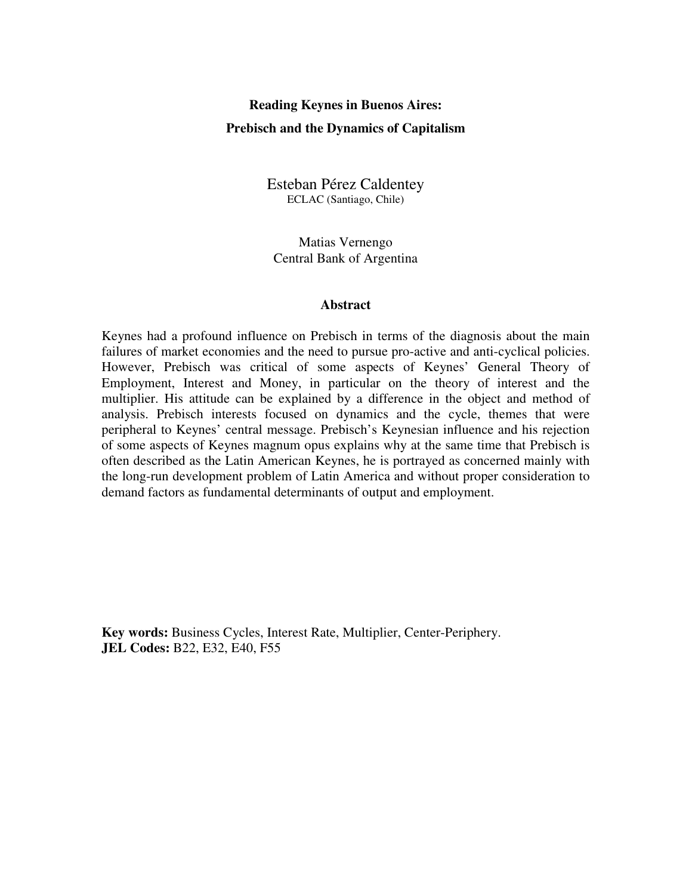**Reading Keynes in Buenos Aires:**

**Prebisch and the Dynamics of Capitalism**

Esteban Pérez Caldentey
ECLAC (Santiago, Chile)

Matias Vernengo
Central Bank of Argentina

**Abstract**

Keynes had a profound influence on Prebisch in terms of the diagnosis about the main failures of market economies and the need to pursue pro-active and anti-cyclical policies. However, Prebisch was critical of some aspects of Keynes' General Theory of Employment, Interest and Money, in particular on the theory of interest and the multiplier. His attitude can be explained by a difference in the object and method of analysis. Prebisch interests focused on dynamics and the cycle, themes that were peripheral to Keynes' central message. Prebisch's Keynesian influence and his rejection of some aspects of Keynes magnum opus explains why at the same time that Prebisch is often described as the Latin American Keynes, he is portrayed as concerned mainly with the long-run development problem of Latin America and without proper consideration to demand factors as fundamental determinants of output and employment.

**Key words:** Business Cycles, Interest Rate, Multiplier, Center-Periphery.
**JEL Codes:** B22, E32, E40, F55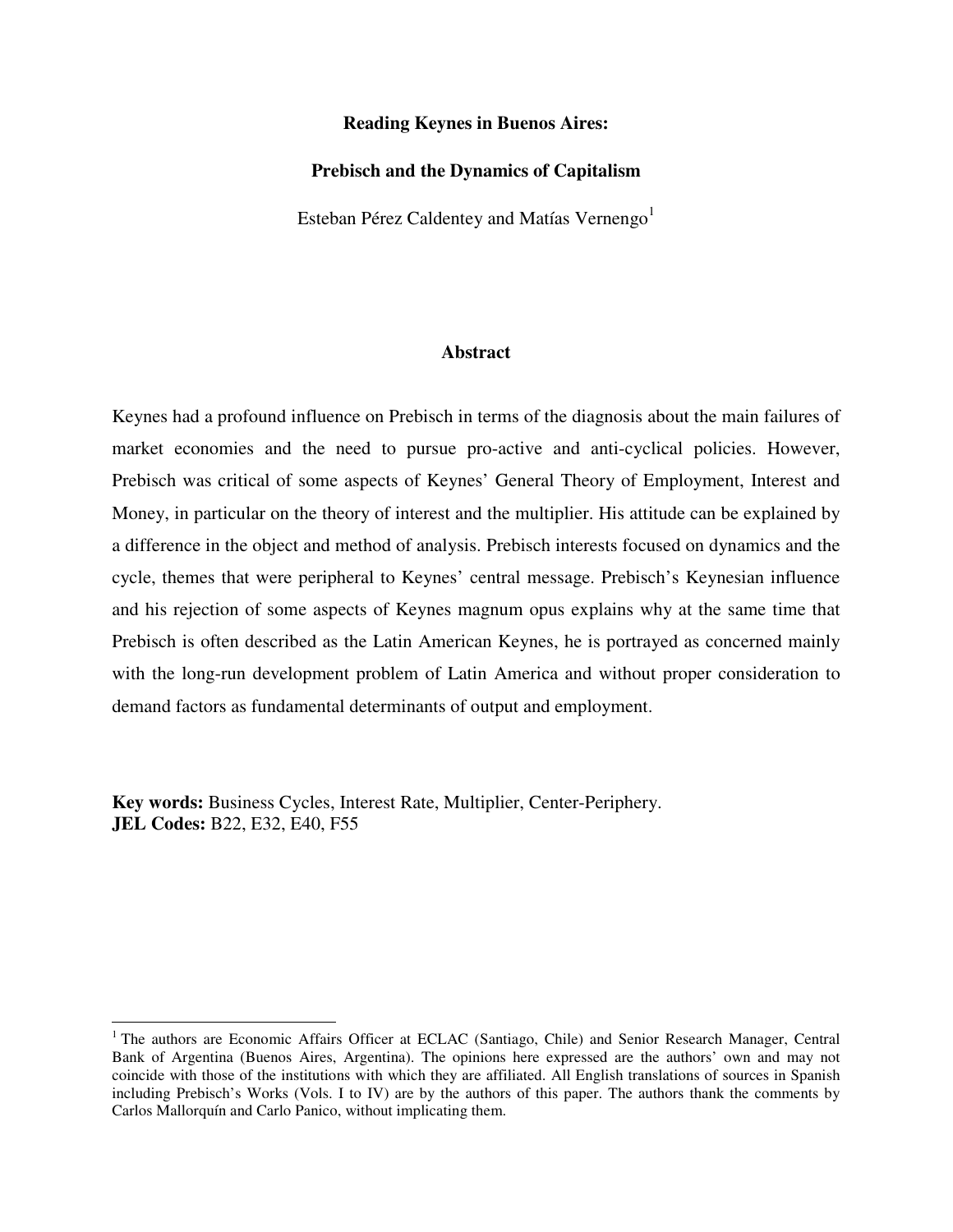**Reading Keynes in Buenos Aires:**

**Prebisch and the Dynamics of Capitalism**

Esteban Pérez Caldentey and Matías Vernengo[1]

## Abstract

Keynes had a profound influence on Prebisch in terms of the diagnosis about the main failures of market economies and the need to pursue pro-active and anti-cyclical policies. However, Prebisch was critical of some aspects of Keynes' General Theory of Employment, Interest and Money, in particular on the theory of interest and the multiplier. His attitude can be explained by a difference in the object and method of analysis. Prebisch interests focused on dynamics and the cycle, themes that were peripheral to Keynes' central message. Prebisch's Keynesian influence and his rejection of some aspects of Keynes magnum opus explains why at the same time that Prebisch is often described as the Latin American Keynes, he is portrayed as concerned mainly with the long-run development problem of Latin America and without proper consideration to demand factors as fundamental determinants of output and employment.

**Key words:** Business Cycles, Interest Rate, Multiplier, Center-Periphery.
**JEL Codes:** B22, E32, E40, F55

[1] The authors are Economic Affairs Officer at ECLAC (Santiago, Chile) and Senior Research Manager, Central Bank of Argentina (Buenos Aires, Argentina). The opinions here expressed are the authors' own and may not coincide with those of the institutions with which they are affiliated. All English translations of sources in Spanish including Prebisch's Works (Vols. I to IV) are by the authors of this paper. The authors thank the comments by Carlos Mallorquín and Carlo Panico, without implicating them.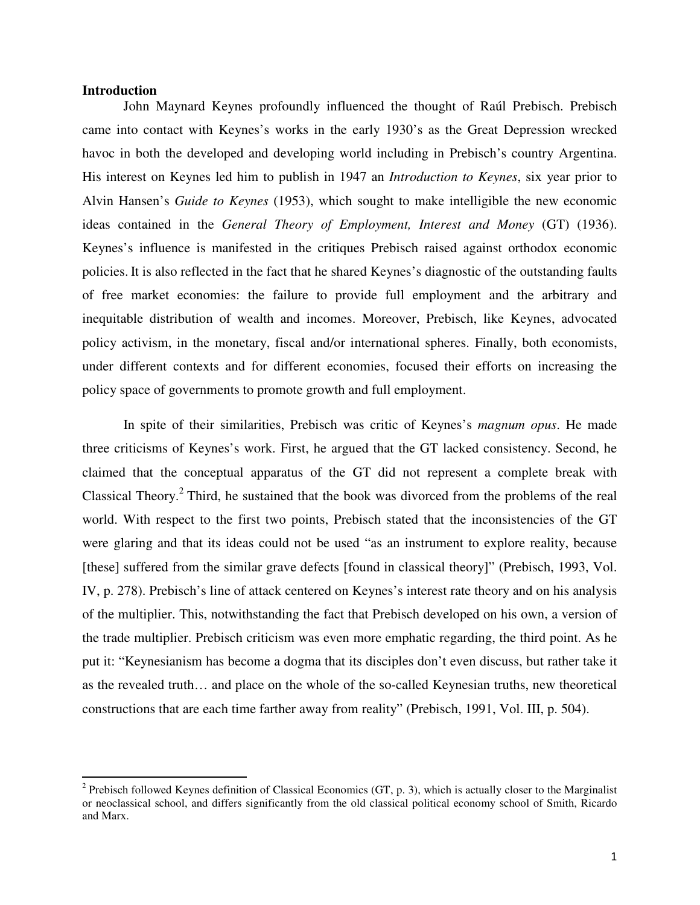**Introduction**

John Maynard Keynes profoundly influenced the thought of Raúl Prebisch. Prebisch came into contact with Keynes's works in the early 1930's as the Great Depression wrecked havoc in both the developed and developing world including in Prebisch's country Argentina. His interest on Keynes led him to publish in 1947 an *Introduction to Keynes*, six year prior to Alvin Hansen's *Guide to Keynes* (1953), which sought to make intelligible the new economic ideas contained in the *General Theory of Employment, Interest and Money* (GT) (1936). Keynes's influence is manifested in the critiques Prebisch raised against orthodox economic policies. It is also reflected in the fact that he shared Keynes's diagnostic of the outstanding faults of free market economies: the failure to provide full employment and the arbitrary and inequitable distribution of wealth and incomes. Moreover, Prebisch, like Keynes, advocated policy activism, in the monetary, fiscal and/or international spheres. Finally, both economists, under different contexts and for different economies, focused their efforts on increasing the policy space of governments to promote growth and full employment.

In spite of their similarities, Prebisch was critic of Keynes's *magnum opus*. He made three criticisms of Keynes's work. First, he argued that the GT lacked consistency. Second, he claimed that the conceptual apparatus of the GT did not represent a complete break with Classical Theory.[2] Third, he sustained that the book was divorced from the problems of the real world. With respect to the first two points, Prebisch stated that the inconsistencies of the GT were glaring and that its ideas could not be used "as an instrument to explore reality, because [these] suffered from the similar grave defects [found in classical theory]" (Prebisch, 1993, Vol. IV, p. 278). Prebisch's line of attack centered on Keynes's interest rate theory and on his analysis of the multiplier. This, notwithstanding the fact that Prebisch developed on his own, a version of the trade multiplier. Prebisch criticism was even more emphatic regarding, the third point. As he put it: "Keynesianism has become a dogma that its disciples don't even discuss, but rather take it as the revealed truth… and place on the whole of the so-called Keynesian truths, new theoretical constructions that are each time farther away from reality" (Prebisch, 1991, Vol. III, p. 504).

---

[2] Prebisch followed Keynes definition of Classical Economics (GT, p. 3), which is actually closer to the Marginalist or neoclassical school, and differs significantly from the old classical political economy school of Smith, Ricardo and Marx.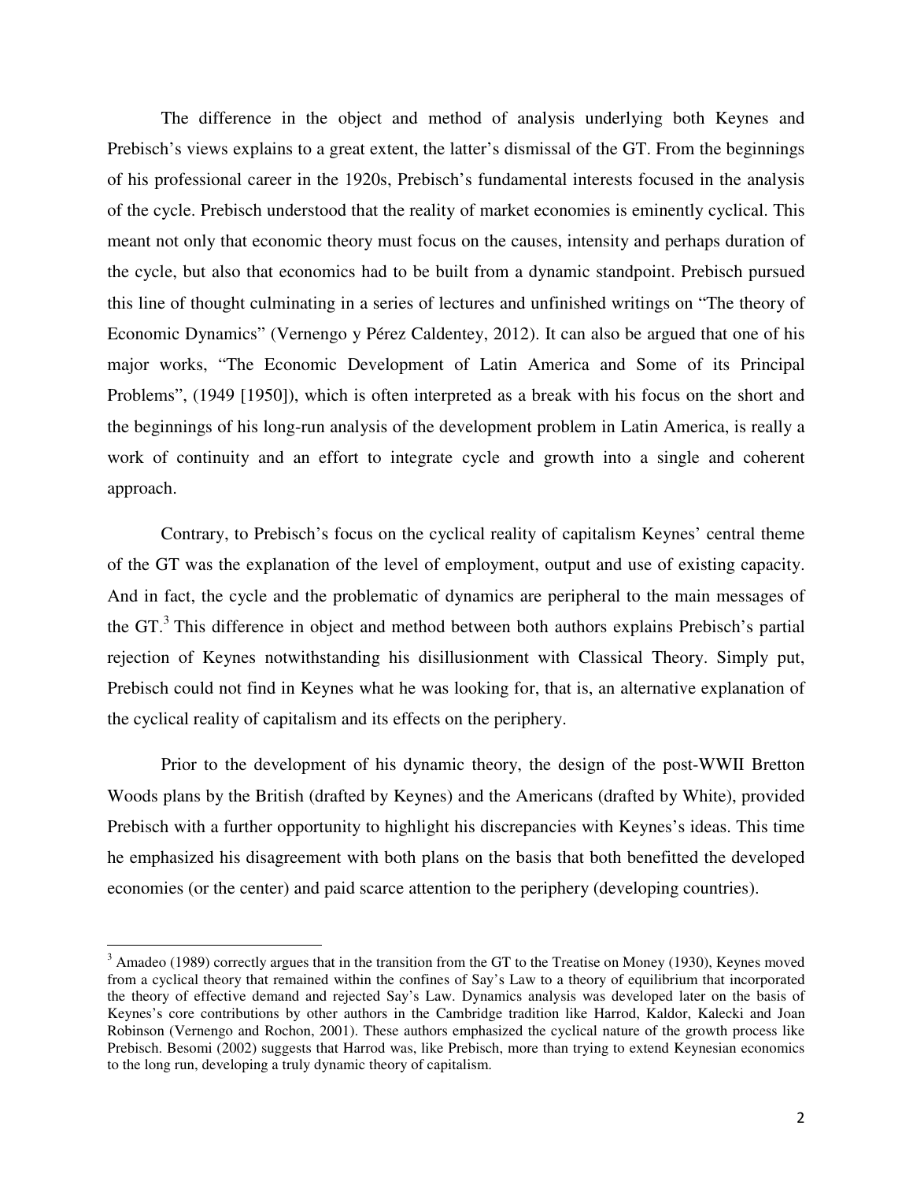The difference in the object and method of analysis underlying both Keynes and Prebisch's views explains to a great extent, the latter's dismissal of the GT. From the beginnings of his professional career in the 1920s, Prebisch's fundamental interests focused in the analysis of the cycle. Prebisch understood that the reality of market economies is eminently cyclical. This meant not only that economic theory must focus on the causes, intensity and perhaps duration of the cycle, but also that economics had to be built from a dynamic standpoint. Prebisch pursued this line of thought culminating in a series of lectures and unfinished writings on "The theory of Economic Dynamics" (Vernengo y Pérez Caldentey, 2012). It can also be argued that one of his major works, "The Economic Development of Latin America and Some of its Principal Problems", (1949 [1950]), which is often interpreted as a break with his focus on the short and the beginnings of his long-run analysis of the development problem in Latin America, is really a work of continuity and an effort to integrate cycle and growth into a single and coherent approach.

Contrary, to Prebisch's focus on the cyclical reality of capitalism Keynes' central theme of the GT was the explanation of the level of employment, output and use of existing capacity. And in fact, the cycle and the problematic of dynamics are peripheral to the main messages of the GT.[3] This difference in object and method between both authors explains Prebisch's partial rejection of Keynes notwithstanding his disillusionment with Classical Theory. Simply put, Prebisch could not find in Keynes what he was looking for, that is, an alternative explanation of the cyclical reality of capitalism and its effects on the periphery.

Prior to the development of his dynamic theory, the design of the post-WWII Bretton Woods plans by the British (drafted by Keynes) and the Americans (drafted by White), provided Prebisch with a further opportunity to highlight his discrepancies with Keynes's ideas. This time he emphasized his disagreement with both plans on the basis that both benefitted the developed economies (or the center) and paid scarce attention to the periphery (developing countries).

---

[3] Amadeo (1989) correctly argues that in the transition from the GT to the Treatise on Money (1930), Keynes moved from a cyclical theory that remained within the confines of Say's Law to a theory of equilibrium that incorporated the theory of effective demand and rejected Say's Law. Dynamics analysis was developed later on the basis of Keynes's core contributions by other authors in the Cambridge tradition like Harrod, Kaldor, Kalecki and Joan Robinson (Vernengo and Rochon, 2001). These authors emphasized the cyclical nature of the growth process like Prebisch. Besomi (2002) suggests that Harrod was, like Prebisch, more than trying to extend Keynesian economics to the long run, developing a truly dynamic theory of capitalism.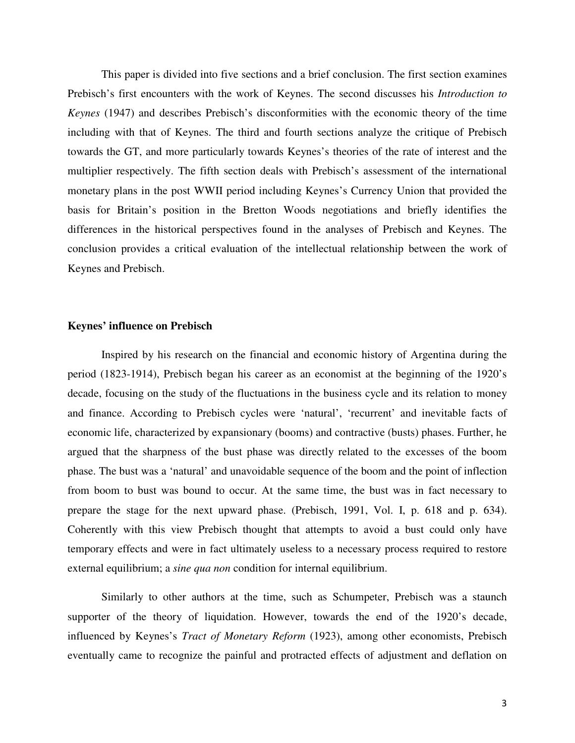This paper is divided into five sections and a brief conclusion. The first section examines Prebisch's first encounters with the work of Keynes. The second discusses his *Introduction to Keynes* (1947) and describes Prebisch's disconformities with the economic theory of the time including with that of Keynes. The third and fourth sections analyze the critique of Prebisch towards the GT, and more particularly towards Keynes's theories of the rate of interest and the multiplier respectively. The fifth section deals with Prebisch's assessment of the international monetary plans in the post WWII period including Keynes's Currency Union that provided the basis for Britain's position in the Bretton Woods negotiations and briefly identifies the differences in the historical perspectives found in the analyses of Prebisch and Keynes. The conclusion provides a critical evaluation of the intellectual relationship between the work of Keynes and Prebisch.

## Keynes' influence on Prebisch

Inspired by his research on the financial and economic history of Argentina during the period (1823-1914), Prebisch began his career as an economist at the beginning of the 1920's decade, focusing on the study of the fluctuations in the business cycle and its relation to money and finance. According to Prebisch cycles were 'natural', 'recurrent' and inevitable facts of economic life, characterized by expansionary (booms) and contractive (busts) phases. Further, he argued that the sharpness of the bust phase was directly related to the excesses of the boom phase. The bust was a 'natural' and unavoidable sequence of the boom and the point of inflection from boom to bust was bound to occur. At the same time, the bust was in fact necessary to prepare the stage for the next upward phase. (Prebisch, 1991, Vol. I, p. 618 and p. 634). Coherently with this view Prebisch thought that attempts to avoid a bust could only have temporary effects and were in fact ultimately useless to a necessary process required to restore external equilibrium; a *sine qua non* condition for internal equilibrium.

Similarly to other authors at the time, such as Schumpeter, Prebisch was a staunch supporter of the theory of liquidation. However, towards the end of the 1920's decade, influenced by Keynes's *Tract of Monetary Reform* (1923), among other economists, Prebisch eventually came to recognize the painful and protracted effects of adjustment and deflation on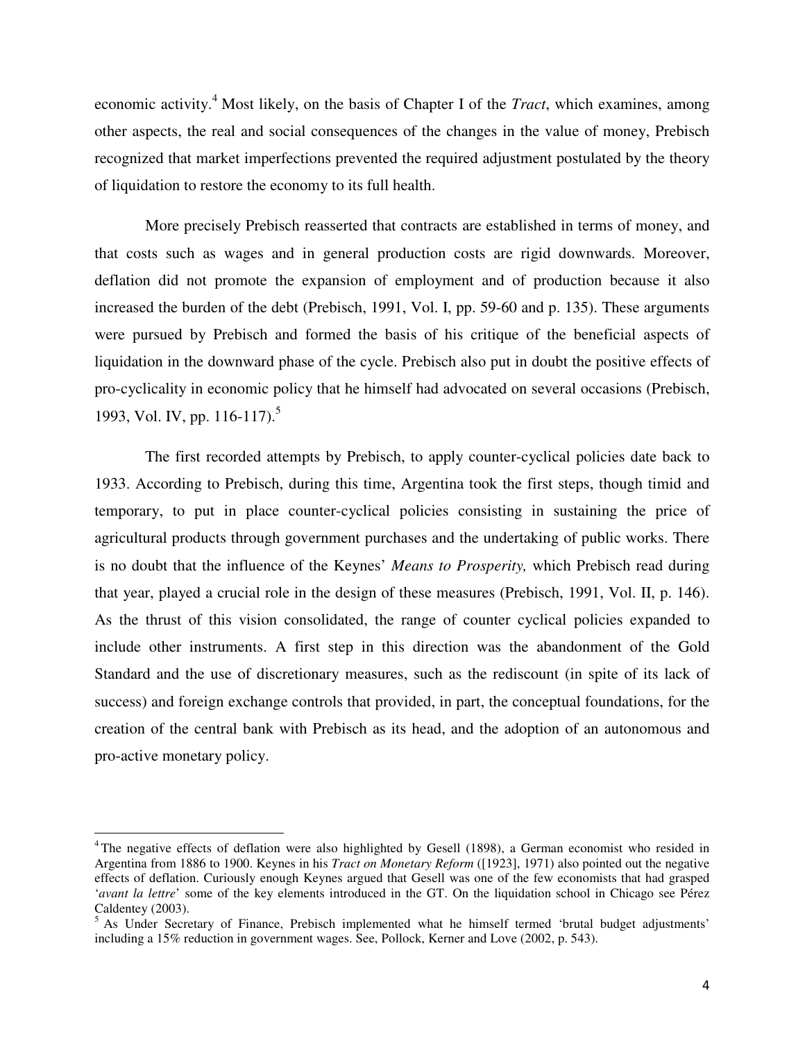economic activity.[4] Most likely, on the basis of Chapter I of the *Tract*, which examines, among other aspects, the real and social consequences of the changes in the value of money, Prebisch recognized that market imperfections prevented the required adjustment postulated by the theory of liquidation to restore the economy to its full health.

More precisely Prebisch reasserted that contracts are established in terms of money, and that costs such as wages and in general production costs are rigid downwards. Moreover, deflation did not promote the expansion of employment and of production because it also increased the burden of the debt (Prebisch, 1991, Vol. I, pp. 59-60 and p. 135). These arguments were pursued by Prebisch and formed the basis of his critique of the beneficial aspects of liquidation in the downward phase of the cycle. Prebisch also put in doubt the positive effects of pro-cyclicality in economic policy that he himself had advocated on several occasions (Prebisch, 1993, Vol. IV, pp. 116-117).[5]

The first recorded attempts by Prebisch, to apply counter-cyclical policies date back to 1933. According to Prebisch, during this time, Argentina took the first steps, though timid and temporary, to put in place counter-cyclical policies consisting in sustaining the price of agricultural products through government purchases and the undertaking of public works. There is no doubt that the influence of the Keynes' *Means to Prosperity,* which Prebisch read during that year, played a crucial role in the design of these measures (Prebisch, 1991, Vol. II, p. 146). As the thrust of this vision consolidated, the range of counter cyclical policies expanded to include other instruments. A first step in this direction was the abandonment of the Gold Standard and the use of discretionary measures, such as the rediscount (in spite of its lack of success) and foreign exchange controls that provided, in part, the conceptual foundations, for the creation of the central bank with Prebisch as its head, and the adoption of an autonomous and pro-active monetary policy.

---

[4] The negative effects of deflation were also highlighted by Gesell (1898), a German economist who resided in Argentina from 1886 to 1900. Keynes in his *Tract on Monetary Reform* ([1923], 1971) also pointed out the negative effects of deflation. Curiously enough Keynes argued that Gesell was one of the few economists that had grasped '*avant la lettre*' some of the key elements introduced in the GT. On the liquidation school in Chicago see Pérez Caldentey (2003).

[5] As Under Secretary of Finance, Prebisch implemented what he himself termed 'brutal budget adjustments' including a 15% reduction in government wages. See, Pollock, Kerner and Love (2002, p. 543).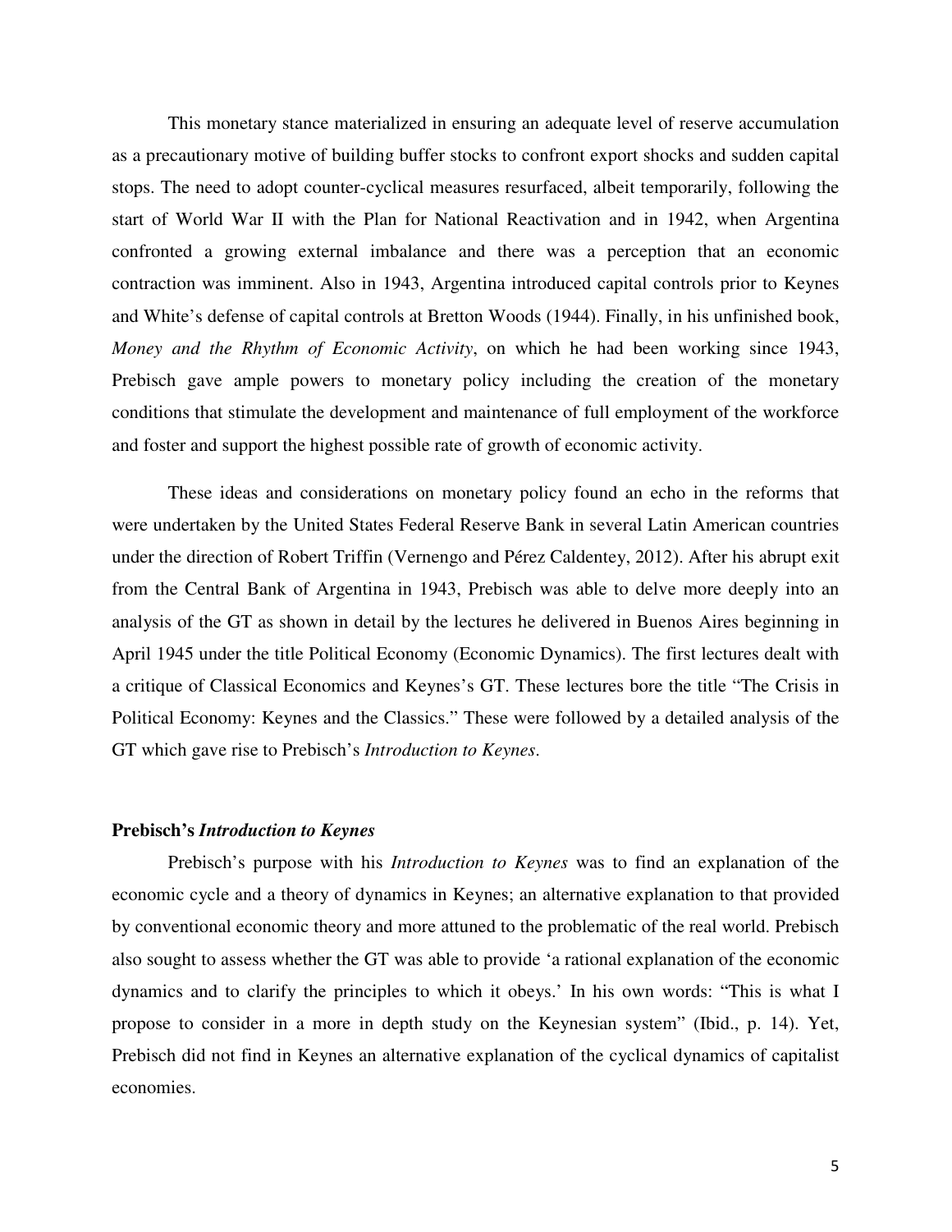This monetary stance materialized in ensuring an adequate level of reserve accumulation as a precautionary motive of building buffer stocks to confront export shocks and sudden capital stops. The need to adopt counter-cyclical measures resurfaced, albeit temporarily, following the start of World War II with the Plan for National Reactivation and in 1942, when Argentina confronted a growing external imbalance and there was a perception that an economic contraction was imminent. Also in 1943, Argentina introduced capital controls prior to Keynes and White's defense of capital controls at Bretton Woods (1944). Finally, in his unfinished book, *Money and the Rhythm of Economic Activity*, on which he had been working since 1943, Prebisch gave ample powers to monetary policy including the creation of the monetary conditions that stimulate the development and maintenance of full employment of the workforce and foster and support the highest possible rate of growth of economic activity.

These ideas and considerations on monetary policy found an echo in the reforms that were undertaken by the United States Federal Reserve Bank in several Latin American countries under the direction of Robert Triffin (Vernengo and Pérez Caldentey, 2012). After his abrupt exit from the Central Bank of Argentina in 1943, Prebisch was able to delve more deeply into an analysis of the GT as shown in detail by the lectures he delivered in Buenos Aires beginning in April 1945 under the title Political Economy (Economic Dynamics). The first lectures dealt with a critique of Classical Economics and Keynes's GT. These lectures bore the title "The Crisis in Political Economy: Keynes and the Classics." These were followed by a detailed analysis of the GT which gave rise to Prebisch's *Introduction to Keynes*.

### Prebisch's *Introduction to Keynes*

Prebisch's purpose with his *Introduction to Keynes* was to find an explanation of the economic cycle and a theory of dynamics in Keynes; an alternative explanation to that provided by conventional economic theory and more attuned to the problematic of the real world. Prebisch also sought to assess whether the GT was able to provide 'a rational explanation of the economic dynamics and to clarify the principles to which it obeys.' In his own words: "This is what I propose to consider in a more in depth study on the Keynesian system" (Ibid., p. 14). Yet, Prebisch did not find in Keynes an alternative explanation of the cyclical dynamics of capitalist economies.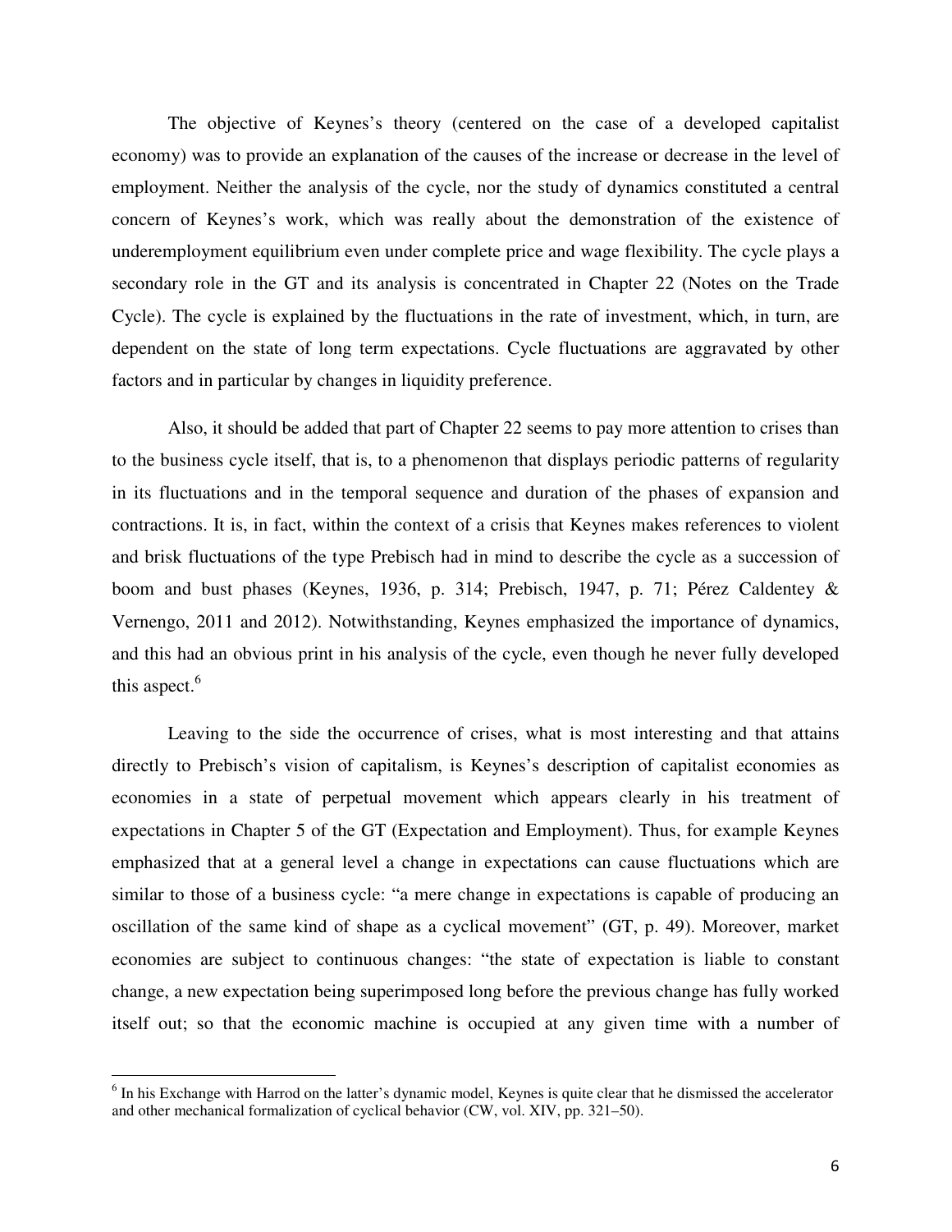The objective of Keynes's theory (centered on the case of a developed capitalist economy) was to provide an explanation of the causes of the increase or decrease in the level of employment. Neither the analysis of the cycle, nor the study of dynamics constituted a central concern of Keynes's work, which was really about the demonstration of the existence of underemployment equilibrium even under complete price and wage flexibility. The cycle plays a secondary role in the GT and its analysis is concentrated in Chapter 22 (Notes on the Trade Cycle). The cycle is explained by the fluctuations in the rate of investment, which, in turn, are dependent on the state of long term expectations. Cycle fluctuations are aggravated by other factors and in particular by changes in liquidity preference.

Also, it should be added that part of Chapter 22 seems to pay more attention to crises than to the business cycle itself, that is, to a phenomenon that displays periodic patterns of regularity in its fluctuations and in the temporal sequence and duration of the phases of expansion and contractions. It is, in fact, within the context of a crisis that Keynes makes references to violent and brisk fluctuations of the type Prebisch had in mind to describe the cycle as a succession of boom and bust phases (Keynes, 1936, p. 314; Prebisch, 1947, p. 71; Pérez Caldentey & Vernengo, 2011 and 2012). Notwithstanding, Keynes emphasized the importance of dynamics, and this had an obvious print in his analysis of the cycle, even though he never fully developed this aspect.[6]

Leaving to the side the occurrence of crises, what is most interesting and that attains directly to Prebisch's vision of capitalism, is Keynes's description of capitalist economies as economies in a state of perpetual movement which appears clearly in his treatment of expectations in Chapter 5 of the GT (Expectation and Employment). Thus, for example Keynes emphasized that at a general level a change in expectations can cause fluctuations which are similar to those of a business cycle: "a mere change in expectations is capable of producing an oscillation of the same kind of shape as a cyclical movement" (GT, p. 49). Moreover, market economies are subject to continuous changes: "the state of expectation is liable to constant change, a new expectation being superimposed long before the previous change has fully worked itself out; so that the economic machine is occupied at any given time with a number of

[6] In his Exchange with Harrod on the latter's dynamic model, Keynes is quite clear that he dismissed the accelerator and other mechanical formalization of cyclical behavior (CW, vol. XIV, pp. 321–50).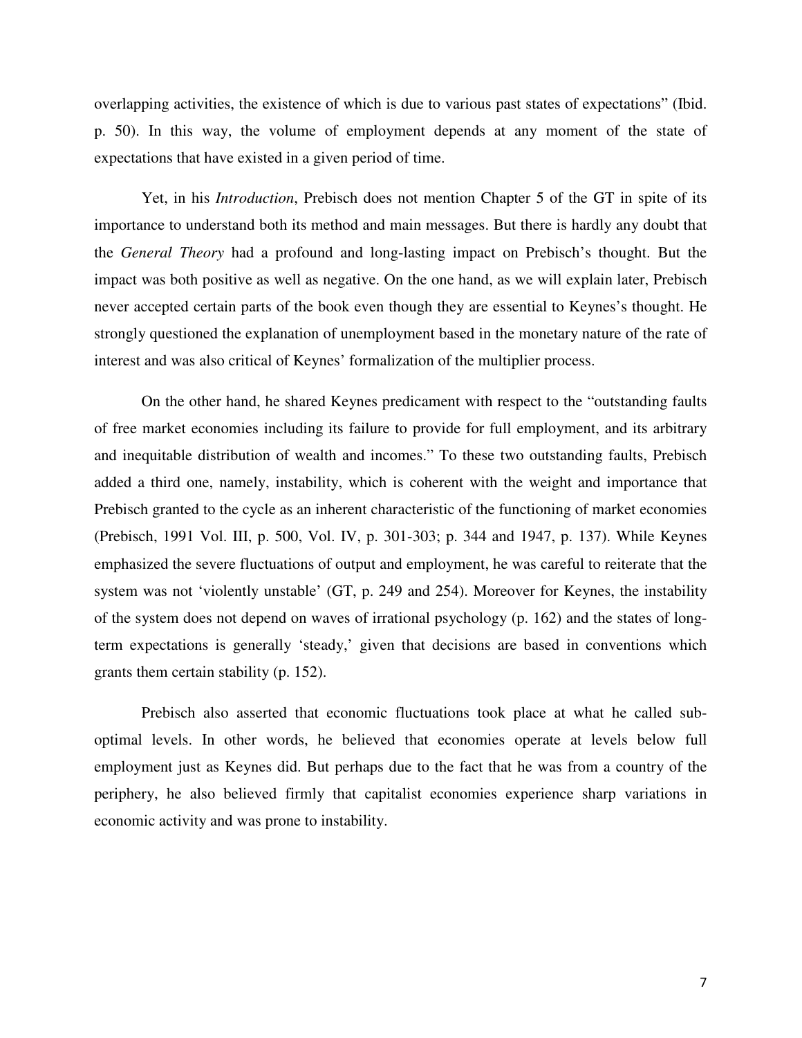overlapping activities, the existence of which is due to various past states of expectations" (Ibid. p. 50). In this way, the volume of employment depends at any moment of the state of expectations that have existed in a given period of time.

Yet, in his *Introduction*, Prebisch does not mention Chapter 5 of the GT in spite of its importance to understand both its method and main messages. But there is hardly any doubt that the *General Theory* had a profound and long-lasting impact on Prebisch's thought. But the impact was both positive as well as negative. On the one hand, as we will explain later, Prebisch never accepted certain parts of the book even though they are essential to Keynes's thought. He strongly questioned the explanation of unemployment based in the monetary nature of the rate of interest and was also critical of Keynes' formalization of the multiplier process.

On the other hand, he shared Keynes predicament with respect to the "outstanding faults of free market economies including its failure to provide for full employment, and its arbitrary and inequitable distribution of wealth and incomes." To these two outstanding faults, Prebisch added a third one, namely, instability, which is coherent with the weight and importance that Prebisch granted to the cycle as an inherent characteristic of the functioning of market economies (Prebisch, 1991 Vol. III, p. 500, Vol. IV, p. 301-303; p. 344 and 1947, p. 137). While Keynes emphasized the severe fluctuations of output and employment, he was careful to reiterate that the system was not 'violently unstable' (GT, p. 249 and 254). Moreover for Keynes, the instability of the system does not depend on waves of irrational psychology (p. 162) and the states of long-term expectations is generally 'steady,' given that decisions are based in conventions which grants them certain stability (p. 152).

Prebisch also asserted that economic fluctuations took place at what he called sub-optimal levels. In other words, he believed that economies operate at levels below full employment just as Keynes did. But perhaps due to the fact that he was from a country of the periphery, he also believed firmly that capitalist economies experience sharp variations in economic activity and was prone to instability.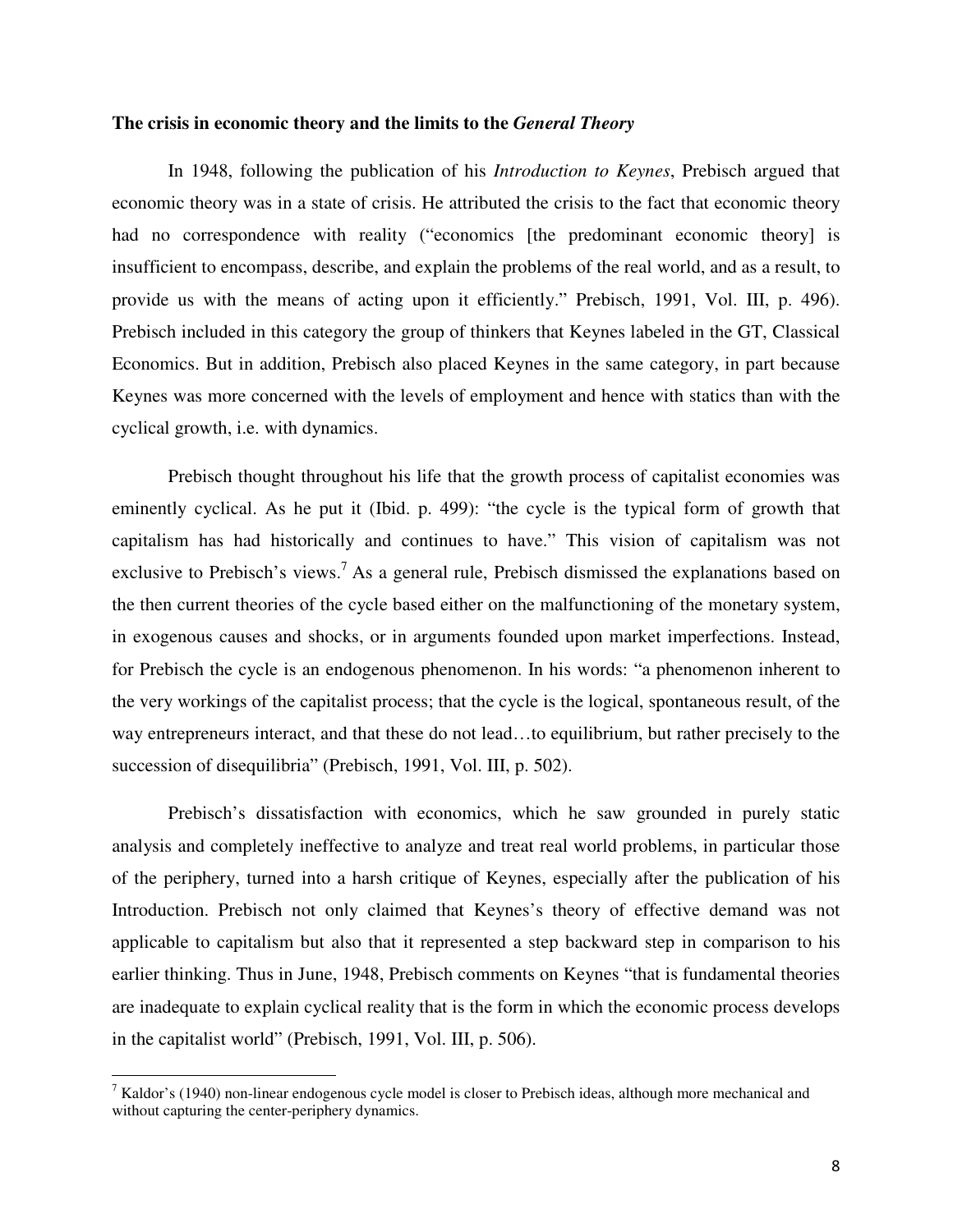**The crisis in economic theory and the limits to the *General Theory***

In 1948, following the publication of his *Introduction to Keynes*, Prebisch argued that economic theory was in a state of crisis. He attributed the crisis to the fact that economic theory had no correspondence with reality ("economics [the predominant economic theory] is insufficient to encompass, describe, and explain the problems of the real world, and as a result, to provide us with the means of acting upon it efficiently." Prebisch, 1991, Vol. III, p. 496). Prebisch included in this category the group of thinkers that Keynes labeled in the GT, Classical Economics. But in addition, Prebisch also placed Keynes in the same category, in part because Keynes was more concerned with the levels of employment and hence with statics than with the cyclical growth, i.e. with dynamics.

Prebisch thought throughout his life that the growth process of capitalist economies was eminently cyclical. As he put it (Ibid. p. 499): "the cycle is the typical form of growth that capitalism has had historically and continues to have." This vision of capitalism was not exclusive to Prebisch's views.[7] As a general rule, Prebisch dismissed the explanations based on the then current theories of the cycle based either on the malfunctioning of the monetary system, in exogenous causes and shocks, or in arguments founded upon market imperfections. Instead, for Prebisch the cycle is an endogenous phenomenon. In his words: "a phenomenon inherent to the very workings of the capitalist process; that the cycle is the logical, spontaneous result, of the way entrepreneurs interact, and that these do not lead…to equilibrium, but rather precisely to the succession of disequilibria" (Prebisch, 1991, Vol. III, p. 502).

Prebisch's dissatisfaction with economics, which he saw grounded in purely static analysis and completely ineffective to analyze and treat real world problems, in particular those of the periphery, turned into a harsh critique of Keynes, especially after the publication of his Introduction. Prebisch not only claimed that Keynes's theory of effective demand was not applicable to capitalism but also that it represented a step backward step in comparison to his earlier thinking. Thus in June, 1948, Prebisch comments on Keynes "that is fundamental theories are inadequate to explain cyclical reality that is the form in which the economic process develops in the capitalist world" (Prebisch, 1991, Vol. III, p. 506).

---

[7] Kaldor's (1940) non-linear endogenous cycle model is closer to Prebisch ideas, although more mechanical and without capturing the center-periphery dynamics.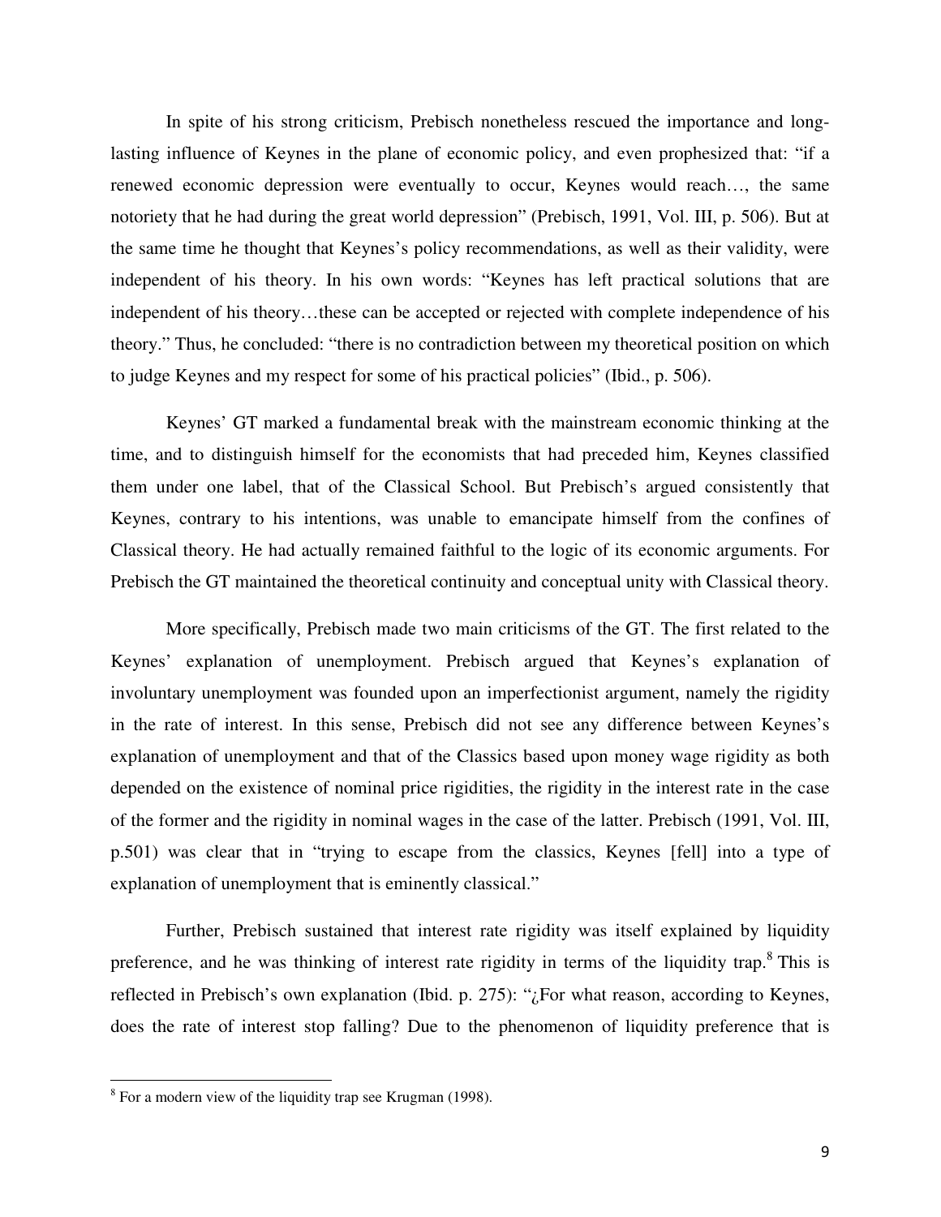In spite of his strong criticism, Prebisch nonetheless rescued the importance and long-lasting influence of Keynes in the plane of economic policy, and even prophesized that: "if a renewed economic depression were eventually to occur, Keynes would reach…, the same notoriety that he had during the great world depression" (Prebisch, 1991, Vol. III, p. 506). But at the same time he thought that Keynes's policy recommendations, as well as their validity, were independent of his theory. In his own words: "Keynes has left practical solutions that are independent of his theory…these can be accepted or rejected with complete independence of his theory." Thus, he concluded: "there is no contradiction between my theoretical position on which to judge Keynes and my respect for some of his practical policies" (Ibid., p. 506).

Keynes' GT marked a fundamental break with the mainstream economic thinking at the time, and to distinguish himself for the economists that had preceded him, Keynes classified them under one label, that of the Classical School. But Prebisch's argued consistently that Keynes, contrary to his intentions, was unable to emancipate himself from the confines of Classical theory. He had actually remained faithful to the logic of its economic arguments. For Prebisch the GT maintained the theoretical continuity and conceptual unity with Classical theory.

More specifically, Prebisch made two main criticisms of the GT. The first related to the Keynes' explanation of unemployment. Prebisch argued that Keynes's explanation of involuntary unemployment was founded upon an imperfectionist argument, namely the rigidity in the rate of interest. In this sense, Prebisch did not see any difference between Keynes's explanation of unemployment and that of the Classics based upon money wage rigidity as both depended on the existence of nominal price rigidities, the rigidity in the interest rate in the case of the former and the rigidity in nominal wages in the case of the latter. Prebisch (1991, Vol. III, p.501) was clear that in "trying to escape from the classics, Keynes [fell] into a type of explanation of unemployment that is eminently classical."

Further, Prebisch sustained that interest rate rigidity was itself explained by liquidity preference, and he was thinking of interest rate rigidity in terms of the liquidity trap.[8] This is reflected in Prebisch's own explanation (Ibid. p. 275): "¿For what reason, according to Keynes, does the rate of interest stop falling? Due to the phenomenon of liquidity preference that is

[8] For a modern view of the liquidity trap see Krugman (1998).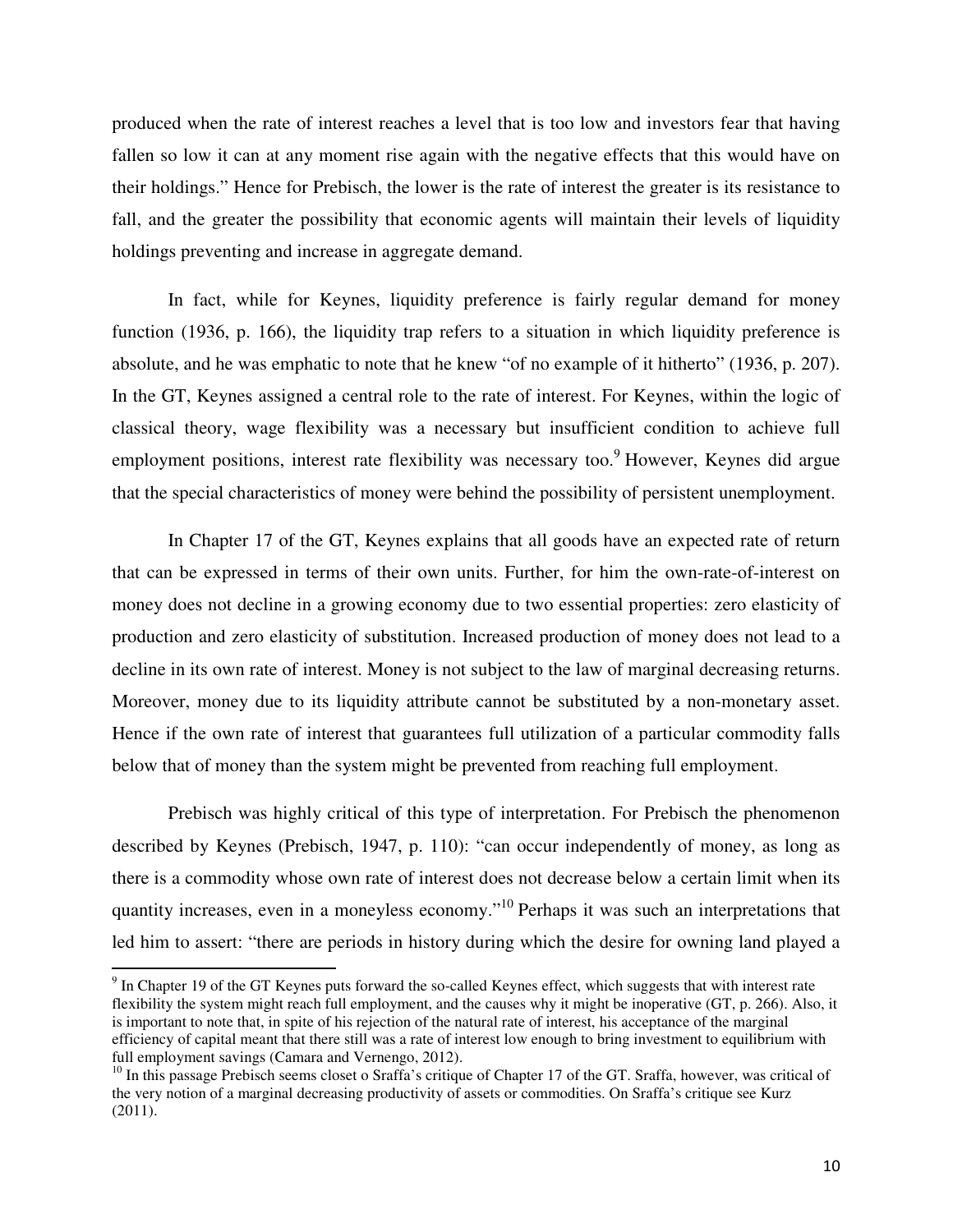produced when the rate of interest reaches a level that is too low and investors fear that having fallen so low it can at any moment rise again with the negative effects that this would have on their holdings." Hence for Prebisch, the lower is the rate of interest the greater is its resistance to fall, and the greater the possibility that economic agents will maintain their levels of liquidity holdings preventing and increase in aggregate demand.

In fact, while for Keynes, liquidity preference is fairly regular demand for money function (1936, p. 166), the liquidity trap refers to a situation in which liquidity preference is absolute, and he was emphatic to note that he knew "of no example of it hitherto" (1936, p. 207). In the GT, Keynes assigned a central role to the rate of interest. For Keynes, within the logic of classical theory, wage flexibility was a necessary but insufficient condition to achieve full employment positions, interest rate flexibility was necessary too.[9] However, Keynes did argue that the special characteristics of money were behind the possibility of persistent unemployment.

In Chapter 17 of the GT, Keynes explains that all goods have an expected rate of return that can be expressed in terms of their own units. Further, for him the own-rate-of-interest on money does not decline in a growing economy due to two essential properties: zero elasticity of production and zero elasticity of substitution. Increased production of money does not lead to a decline in its own rate of interest. Money is not subject to the law of marginal decreasing returns. Moreover, money due to its liquidity attribute cannot be substituted by a non-monetary asset. Hence if the own rate of interest that guarantees full utilization of a particular commodity falls below that of money than the system might be prevented from reaching full employment.

Prebisch was highly critical of this type of interpretation. For Prebisch the phenomenon described by Keynes (Prebisch, 1947, p. 110): "can occur independently of money, as long as there is a commodity whose own rate of interest does not decrease below a certain limit when its quantity increases, even in a moneyless economy."[10] Perhaps it was such an interpretations that led him to assert: "there are periods in history during which the desire for owning land played a

---

[9] In Chapter 19 of the GT Keynes puts forward the so-called Keynes effect, which suggests that with interest rate flexibility the system might reach full employment, and the causes why it might be inoperative (GT, p. 266). Also, it is important to note that, in spite of his rejection of the natural rate of interest, his acceptance of the marginal efficiency of capital meant that there still was a rate of interest low enough to bring investment to equilibrium with full employment savings (Camara and Vernengo, 2012).

[10] In this passage Prebisch seems closet o Sraffa's critique of Chapter 17 of the GT. Sraffa, however, was critical of the very notion of a marginal decreasing productivity of assets or commodities. On Sraffa's critique see Kurz (2011).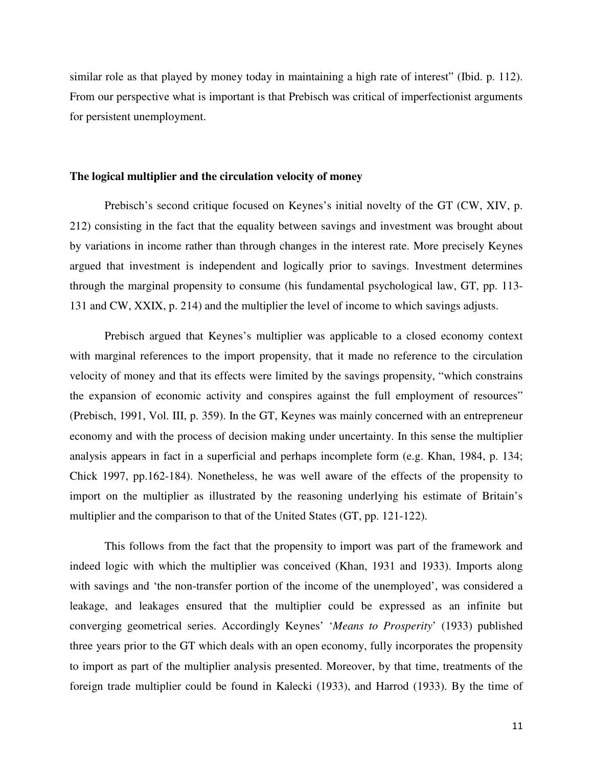similar role as that played by money today in maintaining a high rate of interest" (Ibid. p. 112). From our perspective what is important is that Prebisch was critical of imperfectionist arguments for persistent unemployment.

### The logical multiplier and the circulation velocity of money

Prebisch's second critique focused on Keynes's initial novelty of the GT (CW, XIV, p. 212) consisting in the fact that the equality between savings and investment was brought about by variations in income rather than through changes in the interest rate. More precisely Keynes argued that investment is independent and logically prior to savings. Investment determines through the marginal propensity to consume (his fundamental psychological law, GT, pp. 113-131 and CW, XXIX, p. 214) and the multiplier the level of income to which savings adjusts.

Prebisch argued that Keynes's multiplier was applicable to a closed economy context with marginal references to the import propensity, that it made no reference to the circulation velocity of money and that its effects were limited by the savings propensity, "which constrains the expansion of economic activity and conspires against the full employment of resources" (Prebisch, 1991, Vol. III, p. 359). In the GT, Keynes was mainly concerned with an entrepreneur economy and with the process of decision making under uncertainty. In this sense the multiplier analysis appears in fact in a superficial and perhaps incomplete form (e.g. Khan, 1984, p. 134; Chick 1997, pp.162-184). Nonetheless, he was well aware of the effects of the propensity to import on the multiplier as illustrated by the reasoning underlying his estimate of Britain's multiplier and the comparison to that of the United States (GT, pp. 121-122).

This follows from the fact that the propensity to import was part of the framework and indeed logic with which the multiplier was conceived (Khan, 1931 and 1933). Imports along with savings and 'the non-transfer portion of the income of the unemployed', was considered a leakage, and leakages ensured that the multiplier could be expressed as an infinite but converging geometrical series. Accordingly Keynes' '*Means to Prosperity*' (1933) published three years prior to the GT which deals with an open economy, fully incorporates the propensity to import as part of the multiplier analysis presented. Moreover, by that time, treatments of the foreign trade multiplier could be found in Kalecki (1933), and Harrod (1933). By the time of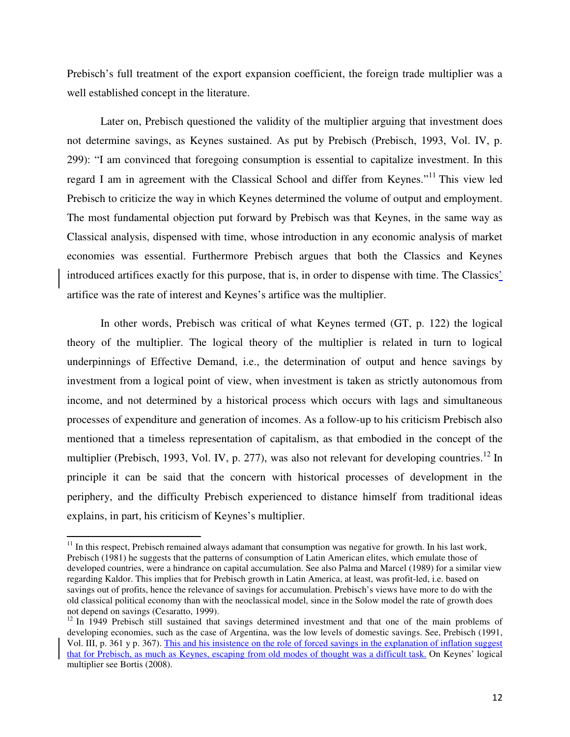Prebisch's full treatment of the export expansion coefficient, the foreign trade multiplier was a well established concept in the literature.

Later on, Prebisch questioned the validity of the multiplier arguing that investment does not determine savings, as Keynes sustained. As put by Prebisch (Prebisch, 1993, Vol. IV, p. 299): "I am convinced that foregoing consumption is essential to capitalize investment. In this regard I am in agreement with the Classical School and differ from Keynes."[11] This view led Prebisch to criticize the way in which Keynes determined the volume of output and employment. The most fundamental objection put forward by Prebisch was that Keynes, in the same way as Classical analysis, dispensed with time, whose introduction in any economic analysis of market economies was essential. Furthermore Prebisch argues that both the Classics and Keynes introduced artifices exactly for this purpose, that is, in order to dispense with time. The Classics' artifice was the rate of interest and Keynes's artifice was the multiplier.

In other words, Prebisch was critical of what Keynes termed (GT, p. 122) the logical theory of the multiplier. The logical theory of the multiplier is related in turn to logical underpinnings of Effective Demand, i.e., the determination of output and hence savings by investment from a logical point of view, when investment is taken as strictly autonomous from income, and not determined by a historical process which occurs with lags and simultaneous processes of expenditure and generation of incomes. As a follow-up to his criticism Prebisch also mentioned that a timeless representation of capitalism, as that embodied in the concept of the multiplier (Prebisch, 1993, Vol. IV, p. 277), was also not relevant for developing countries.[12] In principle it can be said that the concern with historical processes of development in the periphery, and the difficulty Prebisch experienced to distance himself from traditional ideas explains, in part, his criticism of Keynes's multiplier.

---

[11] In this respect, Prebisch remained always adamant that consumption was negative for growth. In his last work, Prebisch (1981) he suggests that the patterns of consumption of Latin American elites, which emulate those of developed countries, were a hindrance on capital accumulation. See also Palma and Marcel (1989) for a similar view regarding Kaldor. This implies that for Prebisch growth in Latin America, at least, was profit-led, i.e. based on savings out of profits, hence the relevance of savings for accumulation. Prebisch's views have more to do with the old classical political economy than with the neoclassical model, since in the Solow model the rate of growth does not depend on savings (Cesaratto, 1999).

[12] In 1949 Prebisch still sustained that savings determined investment and that one of the main problems of developing economies, such as the case of Argentina, was the low levels of domestic savings. See, Prebisch (1991, Vol. III, p. 361 y p. 367). This and his insistence on the role of forced savings in the explanation of inflation suggest that for Prebisch, as much as Keynes, escaping from old modes of thought was a difficult task. On Keynes' logical multiplier see Bortis (2008).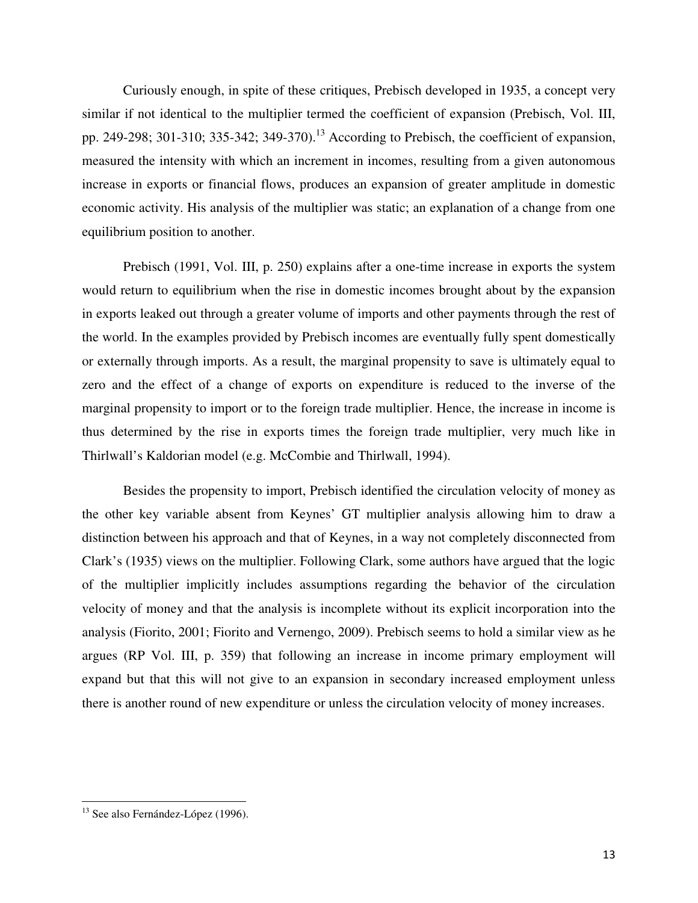Curiously enough, in spite of these critiques, Prebisch developed in 1935, a concept very similar if not identical to the multiplier termed the coefficient of expansion (Prebisch, Vol. III, pp. 249-298; 301-310; 335-342; 349-370).[13] According to Prebisch, the coefficient of expansion, measured the intensity with which an increment in incomes, resulting from a given autonomous increase in exports or financial flows, produces an expansion of greater amplitude in domestic economic activity. His analysis of the multiplier was static; an explanation of a change from one equilibrium position to another.

Prebisch (1991, Vol. III, p. 250) explains after a one-time increase in exports the system would return to equilibrium when the rise in domestic incomes brought about by the expansion in exports leaked out through a greater volume of imports and other payments through the rest of the world. In the examples provided by Prebisch incomes are eventually fully spent domestically or externally through imports. As a result, the marginal propensity to save is ultimately equal to zero and the effect of a change of exports on expenditure is reduced to the inverse of the marginal propensity to import or to the foreign trade multiplier. Hence, the increase in income is thus determined by the rise in exports times the foreign trade multiplier, very much like in Thirlwall's Kaldorian model (e.g. McCombie and Thirlwall, 1994).

Besides the propensity to import, Prebisch identified the circulation velocity of money as the other key variable absent from Keynes' GT multiplier analysis allowing him to draw a distinction between his approach and that of Keynes, in a way not completely disconnected from Clark's (1935) views on the multiplier. Following Clark, some authors have argued that the logic of the multiplier implicitly includes assumptions regarding the behavior of the circulation velocity of money and that the analysis is incomplete without its explicit incorporation into the analysis (Fiorito, 2001; Fiorito and Vernengo, 2009). Prebisch seems to hold a similar view as he argues (RP Vol. III, p. 359) that following an increase in income primary employment will expand but that this will not give to an expansion in secondary increased employment unless there is another round of new expenditure or unless the circulation velocity of money increases.

---

[13] See also Fernández-López (1996).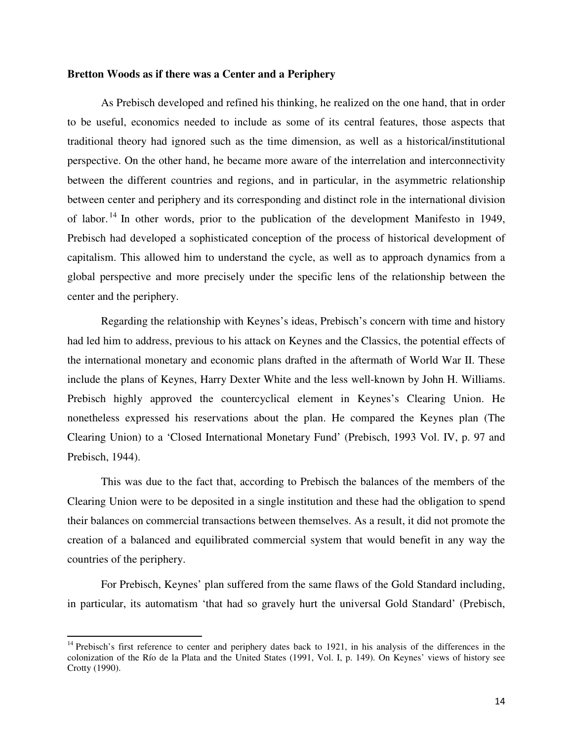**Bretton Woods as if there was a Center and a Periphery**

As Prebisch developed and refined his thinking, he realized on the one hand, that in order to be useful, economics needed to include as some of its central features, those aspects that traditional theory had ignored such as the time dimension, as well as a historical/institutional perspective. On the other hand, he became more aware of the interrelation and interconnectivity between the different countries and regions, and in particular, in the asymmetric relationship between center and periphery and its corresponding and distinct role in the international division of labor.[14] In other words, prior to the publication of the development Manifesto in 1949, Prebisch had developed a sophisticated conception of the process of historical development of capitalism. This allowed him to understand the cycle, as well as to approach dynamics from a global perspective and more precisely under the specific lens of the relationship between the center and the periphery.

Regarding the relationship with Keynes's ideas, Prebisch's concern with time and history had led him to address, previous to his attack on Keynes and the Classics, the potential effects of the international monetary and economic plans drafted in the aftermath of World War II. These include the plans of Keynes, Harry Dexter White and the less well-known by John H. Williams. Prebisch highly approved the countercyclical element in Keynes's Clearing Union. He nonetheless expressed his reservations about the plan. He compared the Keynes plan (The Clearing Union) to a 'Closed International Monetary Fund' (Prebisch, 1993 Vol. IV, p. 97 and Prebisch, 1944).

This was due to the fact that, according to Prebisch the balances of the members of the Clearing Union were to be deposited in a single institution and these had the obligation to spend their balances on commercial transactions between themselves. As a result, it did not promote the creation of a balanced and equilibrated commercial system that would benefit in any way the countries of the periphery.

For Prebisch, Keynes' plan suffered from the same flaws of the Gold Standard including, in particular, its automatism 'that had so gravely hurt the universal Gold Standard' (Prebisch,

[14] Prebisch's first reference to center and periphery dates back to 1921, in his analysis of the differences in the colonization of the Río de la Plata and the United States (1991, Vol. I, p. 149). On Keynes' views of history see Crotty (1990).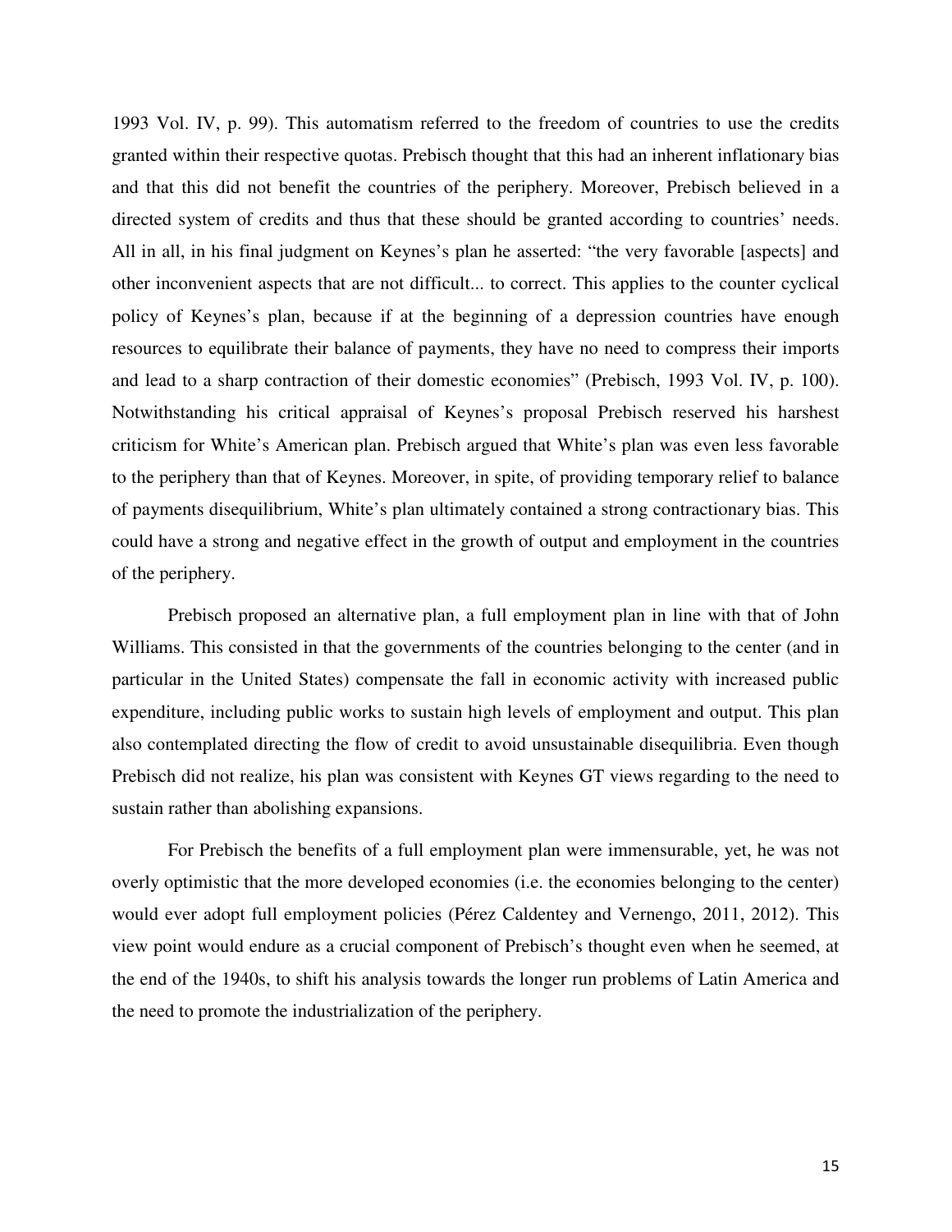1993 Vol. IV, p. 99). This automatism referred to the freedom of countries to use the credits granted within their respective quotas. Prebisch thought that this had an inherent inflationary bias and that this did not benefit the countries of the periphery. Moreover, Prebisch believed in a directed system of credits and thus that these should be granted according to countries' needs. All in all, in his final judgment on Keynes's plan he asserted: "the very favorable [aspects] and other inconvenient aspects that are not difficult... to correct. This applies to the counter cyclical policy of Keynes's plan, because if at the beginning of a depression countries have enough resources to equilibrate their balance of payments, they have no need to compress their imports and lead to a sharp contraction of their domestic economies" (Prebisch, 1993 Vol. IV, p. 100). Notwithstanding his critical appraisal of Keynes's proposal Prebisch reserved his harshest criticism for White's American plan. Prebisch argued that White's plan was even less favorable to the periphery than that of Keynes. Moreover, in spite, of providing temporary relief to balance of payments disequilibrium, White's plan ultimately contained a strong contractionary bias. This could have a strong and negative effect in the growth of output and employment in the countries of the periphery.

Prebisch proposed an alternative plan, a full employment plan in line with that of John Williams. This consisted in that the governments of the countries belonging to the center (and in particular in the United States) compensate the fall in economic activity with increased public expenditure, including public works to sustain high levels of employment and output. This plan also contemplated directing the flow of credit to avoid unsustainable disequilibria. Even though Prebisch did not realize, his plan was consistent with Keynes GT views regarding to the need to sustain rather than abolishing expansions.

For Prebisch the benefits of a full employment plan were immensurable, yet, he was not overly optimistic that the more developed economies (i.e. the economies belonging to the center) would ever adopt full employment policies (Pérez Caldentey and Vernengo, 2011, 2012). This view point would endure as a crucial component of Prebisch's thought even when he seemed, at the end of the 1940s, to shift his analysis towards the longer run problems of Latin America and the need to promote the industrialization of the periphery.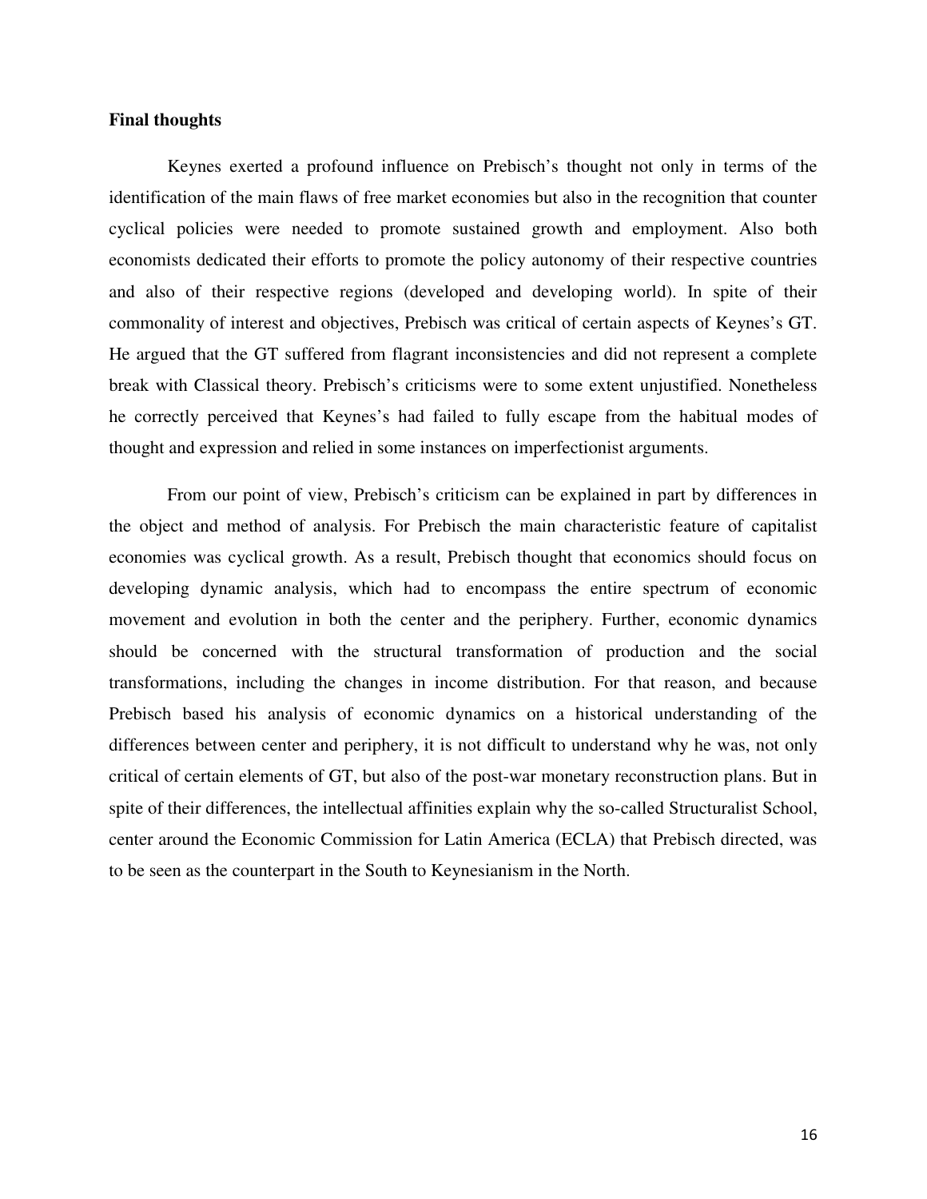**Final thoughts**

Keynes exerted a profound influence on Prebisch's thought not only in terms of the identification of the main flaws of free market economies but also in the recognition that counter cyclical policies were needed to promote sustained growth and employment. Also both economists dedicated their efforts to promote the policy autonomy of their respective countries and also of their respective regions (developed and developing world). In spite of their commonality of interest and objectives, Prebisch was critical of certain aspects of Keynes's GT. He argued that the GT suffered from flagrant inconsistencies and did not represent a complete break with Classical theory. Prebisch's criticisms were to some extent unjustified. Nonetheless he correctly perceived that Keynes's had failed to fully escape from the habitual modes of thought and expression and relied in some instances on imperfectionist arguments.

From our point of view, Prebisch's criticism can be explained in part by differences in the object and method of analysis. For Prebisch the main characteristic feature of capitalist economies was cyclical growth. As a result, Prebisch thought that economics should focus on developing dynamic analysis, which had to encompass the entire spectrum of economic movement and evolution in both the center and the periphery. Further, economic dynamics should be concerned with the structural transformation of production and the social transformations, including the changes in income distribution. For that reason, and because Prebisch based his analysis of economic dynamics on a historical understanding of the differences between center and periphery, it is not difficult to understand why he was, not only critical of certain elements of GT, but also of the post-war monetary reconstruction plans. But in spite of their differences, the intellectual affinities explain why the so-called Structuralist School, center around the Economic Commission for Latin America (ECLA) that Prebisch directed, was to be seen as the counterpart in the South to Keynesianism in the North.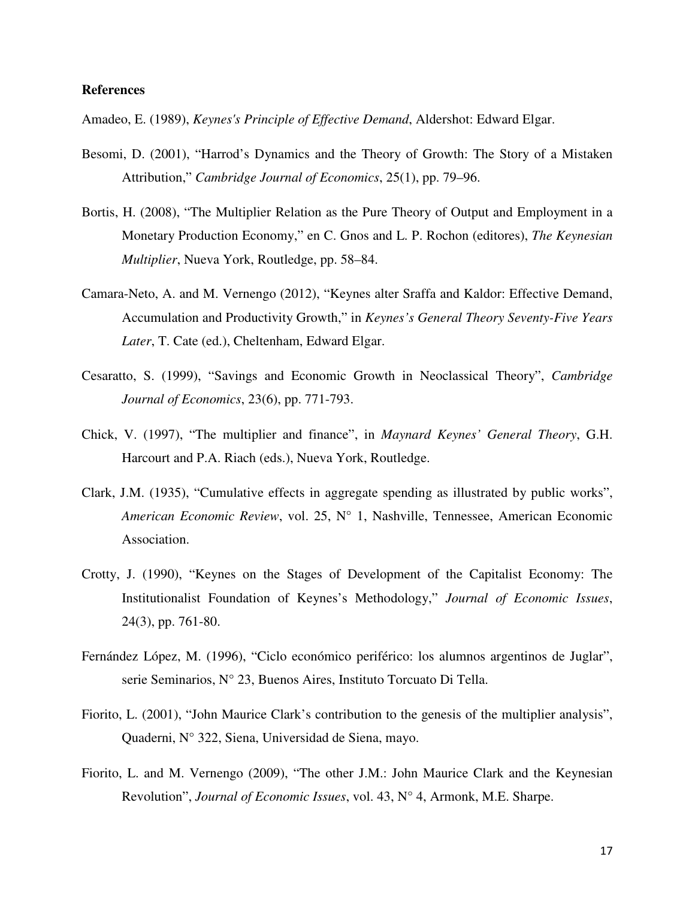**References**

Amadeo, E. (1989), *Keynes's Principle of Effective Demand*, Aldershot: Edward Elgar.

Besomi, D. (2001), "Harrod's Dynamics and the Theory of Growth: The Story of a Mistaken Attribution," *Cambridge Journal of Economics*, 25(1), pp. 79–96.

Bortis, H. (2008), "The Multiplier Relation as the Pure Theory of Output and Employment in a Monetary Production Economy," en C. Gnos and L. P. Rochon (editores), *The Keynesian Multiplier*, Nueva York, Routledge, pp. 58–84.

Camara-Neto, A. and M. Vernengo (2012), "Keynes alter Sraffa and Kaldor: Effective Demand, Accumulation and Productivity Growth," in *Keynes's General Theory Seventy-Five Years Later*, T. Cate (ed.), Cheltenham, Edward Elgar.

Cesaratto, S. (1999), "Savings and Economic Growth in Neoclassical Theory", *Cambridge Journal of Economics*, 23(6), pp. 771-793.

Chick, V. (1997), "The multiplier and finance", in *Maynard Keynes' General Theory*, G.H. Harcourt and P.A. Riach (eds.), Nueva York, Routledge.

Clark, J.M. (1935), "Cumulative effects in aggregate spending as illustrated by public works", *American Economic Review*, vol. 25, N° 1, Nashville, Tennessee, American Economic Association.

Crotty, J. (1990), "Keynes on the Stages of Development of the Capitalist Economy: The Institutionalist Foundation of Keynes's Methodology," *Journal of Economic Issues*, 24(3), pp. 761-80.

Fernández López, M. (1996), "Ciclo económico periférico: los alumnos argentinos de Juglar", serie Seminarios, N° 23, Buenos Aires, Instituto Torcuato Di Tella.

Fiorito, L. (2001), "John Maurice Clark's contribution to the genesis of the multiplier analysis", Quaderni, N° 322, Siena, Universidad de Siena, mayo.

Fiorito, L. and M. Vernengo (2009), "The other J.M.: John Maurice Clark and the Keynesian Revolution", *Journal of Economic Issues*, vol. 43, N° 4, Armonk, M.E. Sharpe.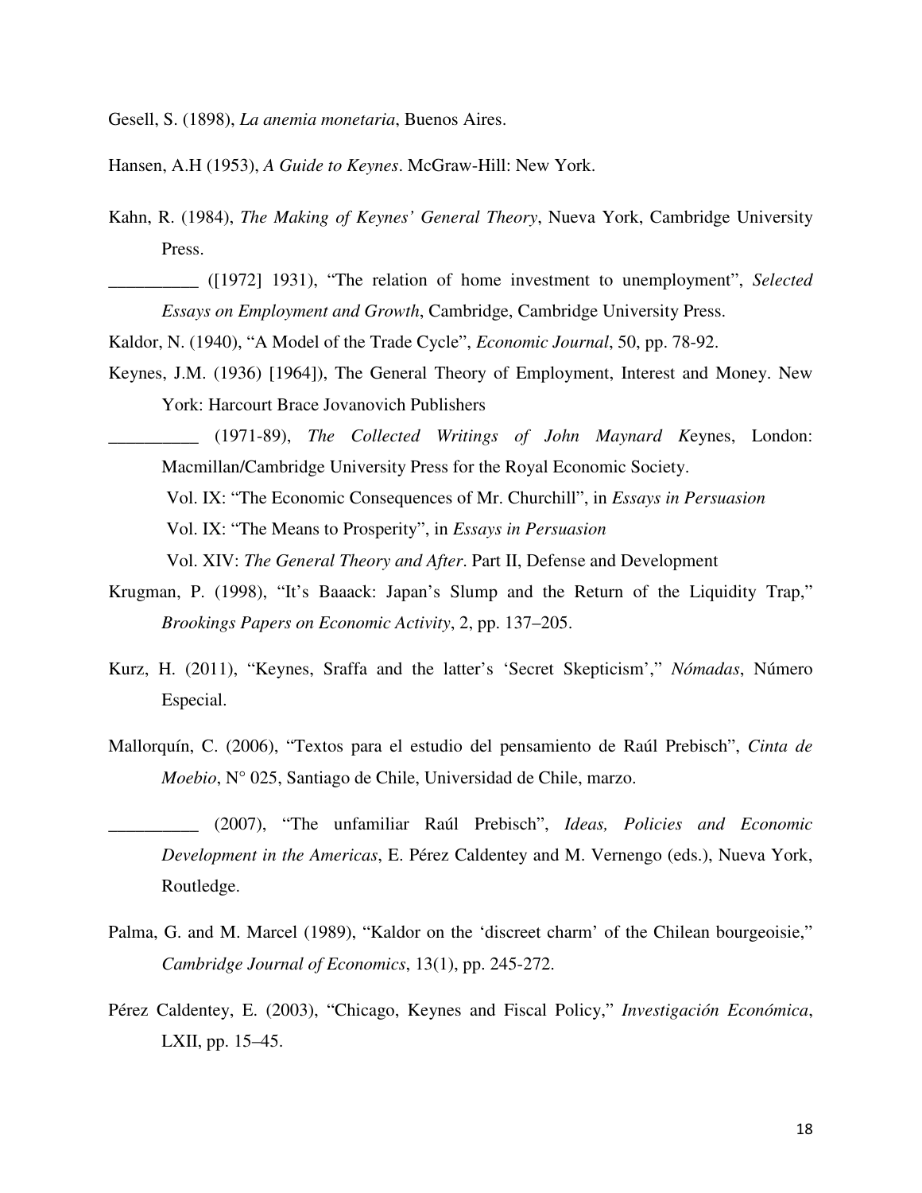Gesell, S. (1898), *La anemia monetaria*, Buenos Aires.

Hansen, A.H (1953), *A Guide to Keynes*. McGraw-Hill: New York.

Kahn, R. (1984), *The Making of Keynes' General Theory*, Nueva York, Cambridge University Press.

__________ ([1972] 1931), "The relation of home investment to unemployment", *Selected Essays on Employment and Growth*, Cambridge, Cambridge University Press.

Kaldor, N. (1940), "A Model of the Trade Cycle", *Economic Journal*, 50, pp. 78-92.

Keynes, J.M. (1936) [1964]), The General Theory of Employment, Interest and Money. New York: Harcourt Brace Jovanovich Publishers

__________ (1971-89), *The Collected Writings of John Maynard K*eynes, London: Macmillan/Cambridge University Press for the Royal Economic Society.

Vol. IX: "The Economic Consequences of Mr. Churchill", in *Essays in Persuasion*

Vol. IX: "The Means to Prosperity", in *Essays in Persuasion*

Vol. XIV: *The General Theory and After*. Part II, Defense and Development

Krugman, P. (1998), "It's Baaack: Japan's Slump and the Return of the Liquidity Trap," *Brookings Papers on Economic Activity*, 2, pp. 137–205.

Kurz, H. (2011), "Keynes, Sraffa and the latter's 'Secret Skepticism'," *Nómadas*, Número Especial.

Mallorquín, C. (2006), "Textos para el estudio del pensamiento de Raúl Prebisch", *Cinta de Moebio*, N° 025, Santiago de Chile, Universidad de Chile, marzo.

__________ (2007), "The unfamiliar Raúl Prebisch", *Ideas, Policies and Economic Development in the Americas*, E. Pérez Caldentey and M. Vernengo (eds.), Nueva York, Routledge.

Palma, G. and M. Marcel (1989), "Kaldor on the 'discreet charm' of the Chilean bourgeoisie," *Cambridge Journal of Economics*, 13(1), pp. 245-272.

Pérez Caldentey, E. (2003), "Chicago, Keynes and Fiscal Policy," *Investigación Económica*, LXII, pp. 15–45.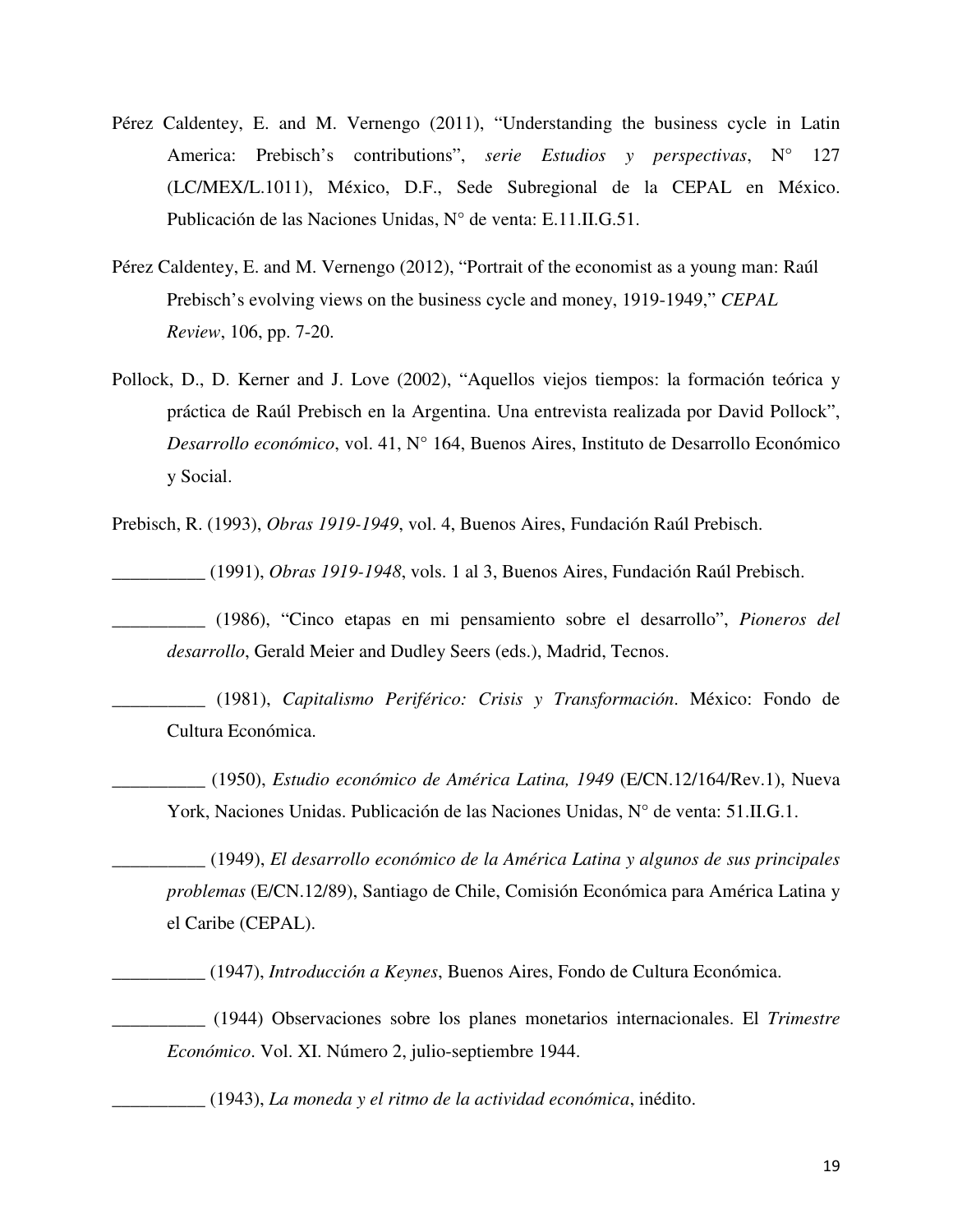Pérez Caldentey, E. and M. Vernengo (2011), "Understanding the business cycle in Latin America: Prebisch's contributions", *serie Estudios y perspectivas*, N° 127 (LC/MEX/L.1011), México, D.F., Sede Subregional de la CEPAL en México. Publicación de las Naciones Unidas, N° de venta: E.11.II.G.51.

Pérez Caldentey, E. and M. Vernengo (2012), "Portrait of the economist as a young man: Raúl Prebisch's evolving views on the business cycle and money, 1919-1949," *CEPAL Review*, 106, pp. 7-20.

Pollock, D., D. Kerner and J. Love (2002), "Aquellos viejos tiempos: la formación teórica y práctica de Raúl Prebisch en la Argentina. Una entrevista realizada por David Pollock", *Desarrollo económico*, vol. 41, N° 164, Buenos Aires, Instituto de Desarrollo Económico y Social.

Prebisch, R. (1993), *Obras 1919-1949*, vol. 4, Buenos Aires, Fundación Raúl Prebisch.

__________ (1991), *Obras 1919-1948*, vols. 1 al 3, Buenos Aires, Fundación Raúl Prebisch.

__________ (1986), "Cinco etapas en mi pensamiento sobre el desarrollo", *Pioneros del desarrollo*, Gerald Meier and Dudley Seers (eds.), Madrid, Tecnos.

__________ (1981), *Capitalismo Periférico: Crisis y Transformación*. México: Fondo de Cultura Económica.

__________ (1950), *Estudio económico de América Latina, 1949* (E/CN.12/164/Rev.1), Nueva York, Naciones Unidas. Publicación de las Naciones Unidas, N° de venta: 51.II.G.1.

__________ (1949), *El desarrollo económico de la América Latina y algunos de sus principales problemas* (E/CN.12/89), Santiago de Chile, Comisión Económica para América Latina y el Caribe (CEPAL).

__________ (1947), *Introducción a Keynes*, Buenos Aires, Fondo de Cultura Económica.

__________ (1944) Observaciones sobre los planes monetarios internacionales. El *Trimestre Económico*. Vol. XI. Número 2, julio-septiembre 1944.

__________ (1943), *La moneda y el ritmo de la actividad económica*, inédito.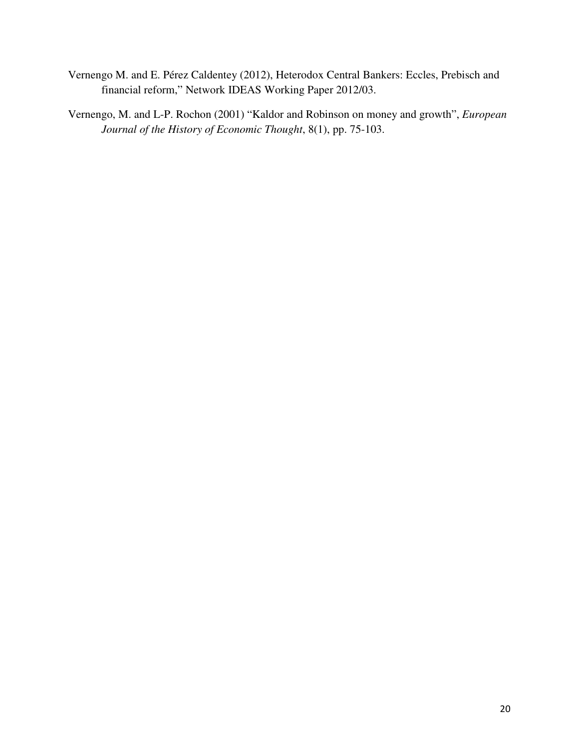Vernengo M. and E. Pérez Caldentey (2012), Heterodox Central Bankers: Eccles, Prebisch and financial reform," Network IDEAS Working Paper 2012/03.

Vernengo, M. and L-P. Rochon (2001) "Kaldor and Robinson on money and growth", *European Journal of the History of Economic Thought*, 8(1), pp. 75-103.